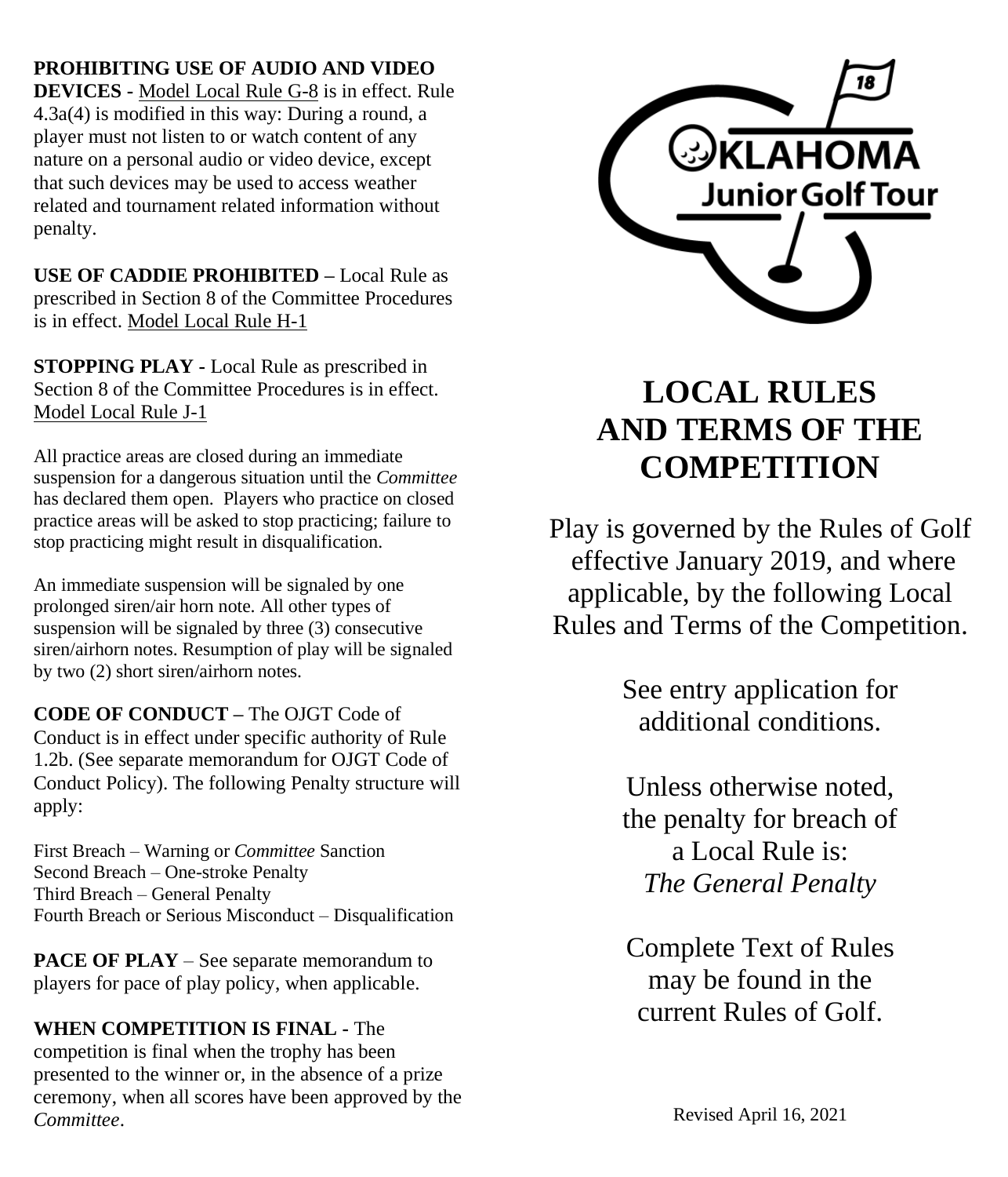**PROHIBITING USE OF AUDIO AND VIDEO DEVICES** - Model Local Rule G-8 is in effect. Rule 4.3a(4) is modified in this way: During a round, a player must not listen to or watch content of any nature on a personal audio or video device, except that such devices may be used to access weather related and tournament related information without penalty.

**USE OF CADDIE PROHIBITED –** Local Rule as prescribed in Section 8 of the Committee Procedures is in effect. Model Local Rule H-1

**STOPPING PLAY -** Local Rule as prescribed in Section 8 of the Committee Procedures is in effect. Model Local Rule J-1

All practice areas are closed during an immediate suspension for a dangerous situation until the *Committee* has declared them open. Players who practice on closed practice areas will be asked to stop practicing; failure to stop practicing might result in disqualification.

An immediate suspension will be signaled by one prolonged siren/air horn note. All other types of suspension will be signaled by three (3) consecutive siren/airhorn notes. Resumption of play will be signaled by two (2) short siren/airhorn notes.

**CODE OF CONDUCT –** The OJGT Code of Conduct is in effect under specific authority of Rule 1.2b. (See separate memorandum for OJGT Code of Conduct Policy). The following Penalty structure will apply:

First Breach – Warning or *Committee* Sanction
Second Breach – One-stroke Penalty
Third Breach – General Penalty
Fourth Breach or Serious Misconduct – Disqualification

**PACE OF PLAY** – See separate memorandum to players for pace of play policy, when applicable.

**WHEN COMPETITION IS FINAL -** The competition is final when the trophy has been presented to the winner or, in the absence of a prize ceremony, when all scores have been approved by the *Committee*.

18

OKLAHOMA Junior Golf Tour

# LOCAL RULES AND TERMS OF THE COMPETITION

Play is governed by the Rules of Golf effective January 2019, and where applicable, by the following Local Rules and Terms of the Competition.

See entry application for additional conditions.

Unless otherwise noted, the penalty for breach of a Local Rule is:
*The General Penalty*

Complete Text of Rules may be found in the current Rules of Golf.

Revised April 16, 2021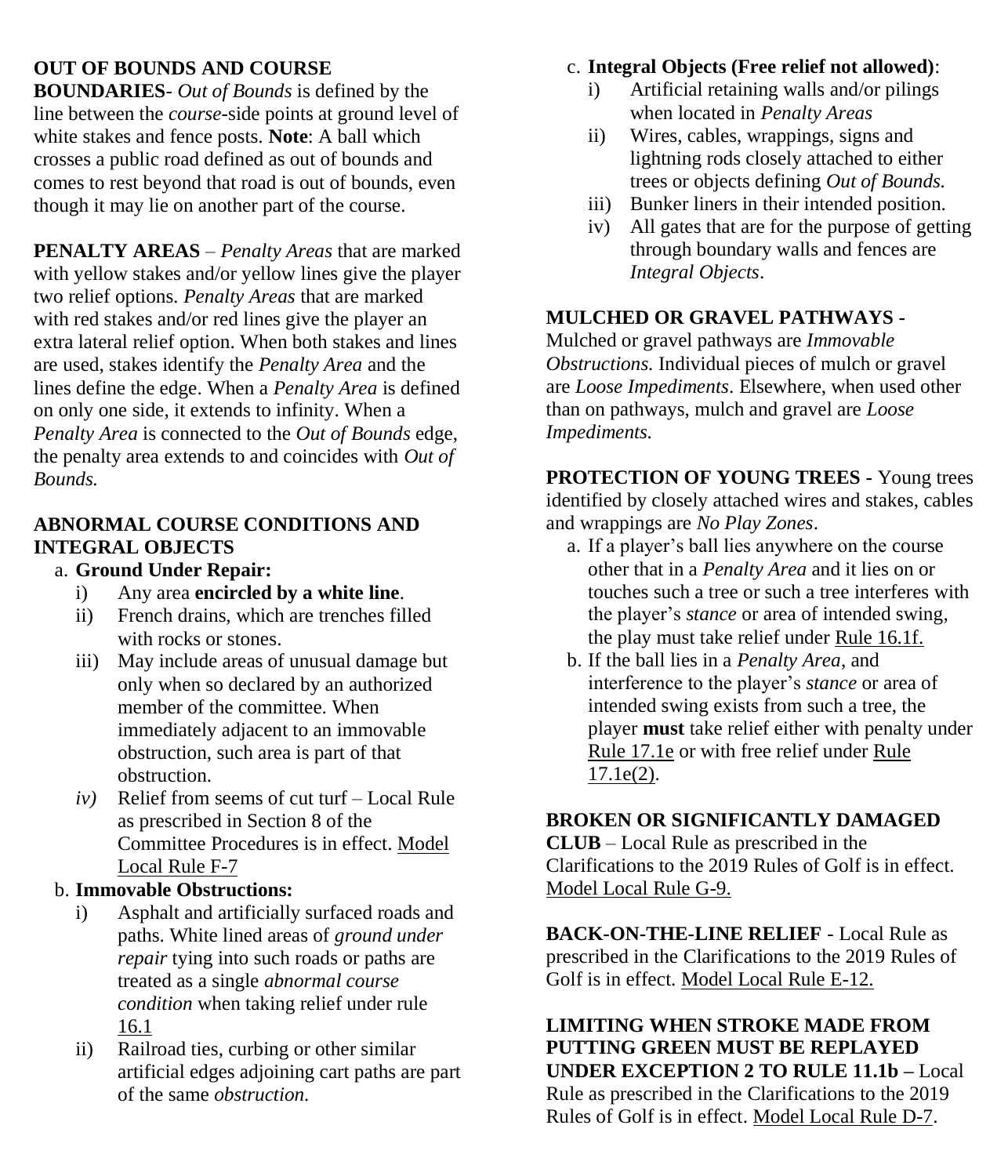**OUT OF BOUNDS AND COURSE BOUNDARIES**- *Out of Bounds* is defined by the line between the *course*-side points at ground level of white stakes and fence posts. **Note**: A ball which crosses a public road defined as out of bounds and comes to rest beyond that road is out of bounds, even though it may lie on another part of the course.

**PENALTY AREAS** – *Penalty Areas* that are marked with yellow stakes and/or yellow lines give the player two relief options. *Penalty Areas* that are marked with red stakes and/or red lines give the player an extra lateral relief option. When both stakes and lines are used, stakes identify the *Penalty Area* and the lines define the edge. When a *Penalty Area* is defined on only one side, it extends to infinity. When a *Penalty Area* is connected to the *Out of Bounds* edge, the penalty area extends to and coincides with *Out of Bounds.*

**ABNORMAL COURSE CONDITIONS AND INTEGRAL OBJECTS**

a. **Ground Under Repair:**
   i) Any area **encircled by a white line**.
   ii) French drains, which are trenches filled with rocks or stones.
   iii) May include areas of unusual damage but only when so declared by an authorized member of the committee. When immediately adjacent to an immovable obstruction, such area is part of that obstruction.
   *iv)* Relief from seems of cut turf – Local Rule as prescribed in Section 8 of the Committee Procedures is in effect. Model Local Rule F-7

b. **Immovable Obstructions:**
   i) Asphalt and artificially surfaced roads and paths. White lined areas of *ground under repair* tying into such roads or paths are treated as a single *abnormal course condition* when taking relief under rule 16.1
   ii) Railroad ties, curbing or other similar artificial edges adjoining cart paths are part of the same *obstruction.*

c. **Integral Objects (Free relief not allowed)**:
   i) Artificial retaining walls and/or pilings when located in *Penalty Areas*
   ii) Wires, cables, wrappings, signs and lightning rods closely attached to either trees or objects defining *Out of Bounds.*
   iii) Bunker liners in their intended position.
   iv) All gates that are for the purpose of getting through boundary walls and fences are *Integral Objects*.

**MULCHED OR GRAVEL PATHWAYS -** Mulched or gravel pathways are *Immovable Obstructions.* Individual pieces of mulch or gravel are *Loose Impediments*. Elsewhere, when used other than on pathways, mulch and gravel are *Loose Impediments.*

**PROTECTION OF YOUNG TREES -** Young trees identified by closely attached wires and stakes, cables and wrappings are *No Play Zones*.

a. If a player's ball lies anywhere on the course other that in a *Penalty Area* and it lies on or touches such a tree or such a tree interferes with the player's *stance* or area of intended swing, the play must take relief under Rule 16.1f.
b. If the ball lies in a *Penalty Area*, and interference to the player's *stance* or area of intended swing exists from such a tree, the player **must** take relief either with penalty under Rule 17.1e or with free relief under Rule 17.1e(2).

**BROKEN OR SIGNIFICANTLY DAMAGED CLUB** – Local Rule as prescribed in the Clarifications to the 2019 Rules of Golf is in effect. Model Local Rule G-9.

**BACK-ON-THE-LINE RELIEF** - Local Rule as prescribed in the Clarifications to the 2019 Rules of Golf is in effect. Model Local Rule E-12.

**LIMITING WHEN STROKE MADE FROM PUTTING GREEN MUST BE REPLAYED UNDER EXCEPTION 2 TO RULE 11.1b –** Local Rule as prescribed in the Clarifications to the 2019 Rules of Golf is in effect. Model Local Rule D-7.